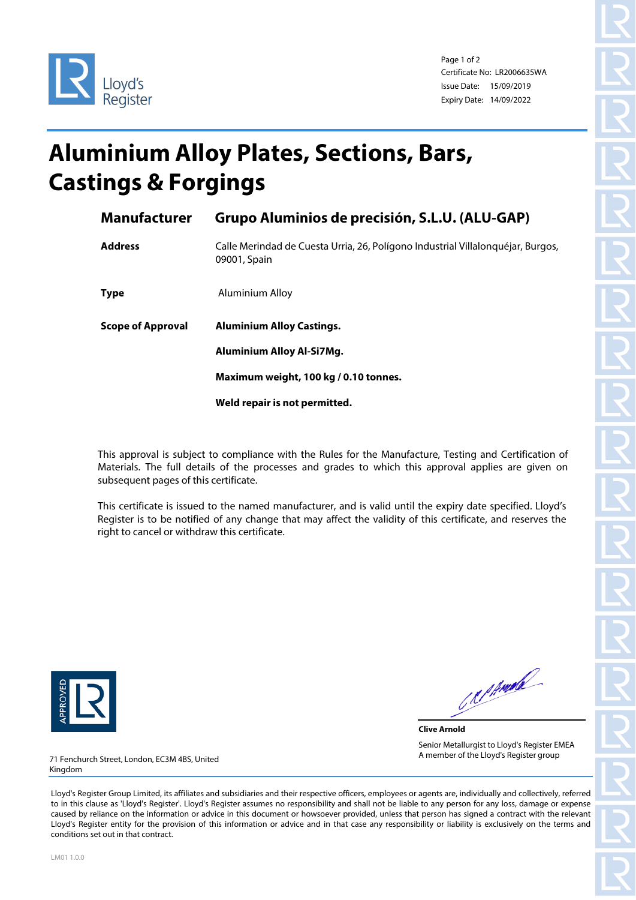Lloyd's Register

Certificate No: LR2006635WA
Issue Date: 15/09/2019
Expiry Date: 14/09/2022

# Aluminium Alloy Plates, Sections, Bars, Castings & Forgings

| | |
|---|---|
| **Manufacturer** | **Grupo Aluminios de precisión, S.L.U. (ALU-GAP)** |
| **Address** | Calle Merindad de Cuesta Urria, 26, Polígono Industrial Villalonquéjar, Burgos, 09001, Spain |
| **Type** | Aluminium Alloy |
| **Scope of Approval** | **Aluminium Alloy Castings.** |
| | **Aluminium Alloy Al-Si7Mg.** |
| | **Maximum weight, 100 kg / 0.10 tonnes.** |
| | **Weld repair is not permitted.** |

This approval is subject to compliance with the Rules for the Manufacture, Testing and Certification of Materials. The full details of the processes and grades to which this approval applies are given on subsequent pages of this certificate.

This certificate is issued to the named manufacturer, and is valid until the expiry date specified. Lloyd's Register is to be notified of any change that may affect the validity of this certificate, and reserves the right to cancel or withdraw this certificate.

APPROVED LR

**Clive Arnold**

Senior Metallurgist to Lloyd's Register EMEA
A member of the Lloyd's Register group

71 Fenchurch Street, London, EC3M 4BS, United Kingdom

Lloyd's Register Group Limited, its affiliates and subsidiaries and their respective officers, employees or agents are, individually and collectively, referred to in this clause as 'Lloyd's Register'. Lloyd's Register assumes no responsibility and shall not be liable to any person for any loss, damage or expense caused by reliance on the information or advice in this document or howsoever provided, unless that person has signed a contract with the relevant Lloyd's Register entity for the provision of this information or advice and in that case any responsibility or liability is exclusively on the terms and conditions set out in that contract.

LM01 1.0.0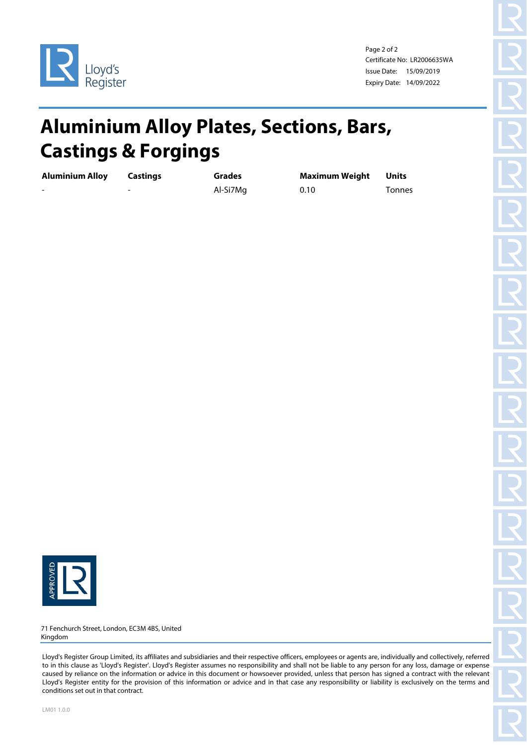Page 2 of 2
Certificate No: LR2006635WA
Issue Date: 15/09/2019
Expiry Date: 14/09/2022

# Aluminium Alloy Plates, Sections, Bars, Castings & Forgings

| Aluminium Alloy | Castings | Grades | Maximum Weight | Units |
|---|---|---|---|---|
| - | - | Al-Si7Mg | 0.10 | Tonnes |

71 Fenchurch Street, London, EC3M 4BS, United Kingdom

Lloyd's Register Group Limited, its affiliates and subsidiaries and their respective officers, employees or agents are, individually and collectively, referred to in this clause as 'Lloyd's Register'. Lloyd's Register assumes no responsibility and shall not be liable to any person for any loss, damage or expense caused by reliance on the information or advice in this document or howsoever provided, unless that person has signed a contract with the relevant Lloyd's Register entity for the provision of this information or advice and in that case any responsibility or liability is exclusively on the terms and conditions set out in that contract.

LM01 1.0.0